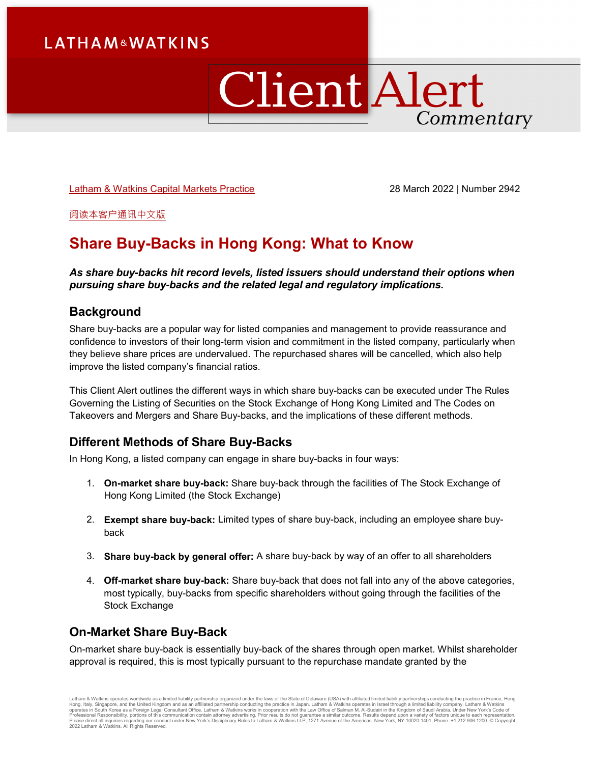Latham & Watkins Capital Markets Practice

28 March 2022 | Number 2942

阅读本客户通讯中文版

# Share Buy-Backs in Hong Kong: What to Know

***As share buy-backs hit record levels, listed issuers should understand their options when pursuing share buy-backs and the related legal and regulatory implications.***

## Background

Share buy-backs are a popular way for listed companies and management to provide reassurance and confidence to investors of their long-term vision and commitment in the listed company, particularly when they believe share prices are undervalued. The repurchased shares will be cancelled, which also help improve the listed company's financial ratios.

This Client Alert outlines the different ways in which share buy-backs can be executed under The Rules Governing the Listing of Securities on the Stock Exchange of Hong Kong Limited and The Codes on Takeovers and Mergers and Share Buy-backs, and the implications of these different methods.

## Different Methods of Share Buy-Backs

In Hong Kong, a listed company can engage in share buy-backs in four ways:

1. **On-market share buy-back:** Share buy-back through the facilities of The Stock Exchange of Hong Kong Limited (the Stock Exchange)

2. **Exempt share buy-back:** Limited types of share buy-back, including an employee share buy-back

3. **Share buy-back by general offer:** A share buy-back by way of an offer to all shareholders

4. **Off-market share buy-back:** Share buy-back that does not fall into any of the above categories, most typically, buy-backs from specific shareholders without going through the facilities of the Stock Exchange

## On-Market Share Buy-Back

On-market share buy-back is essentially buy-back of the shares through open market. Whilst shareholder approval is required, this is most typically pursuant to the repurchase mandate granted by the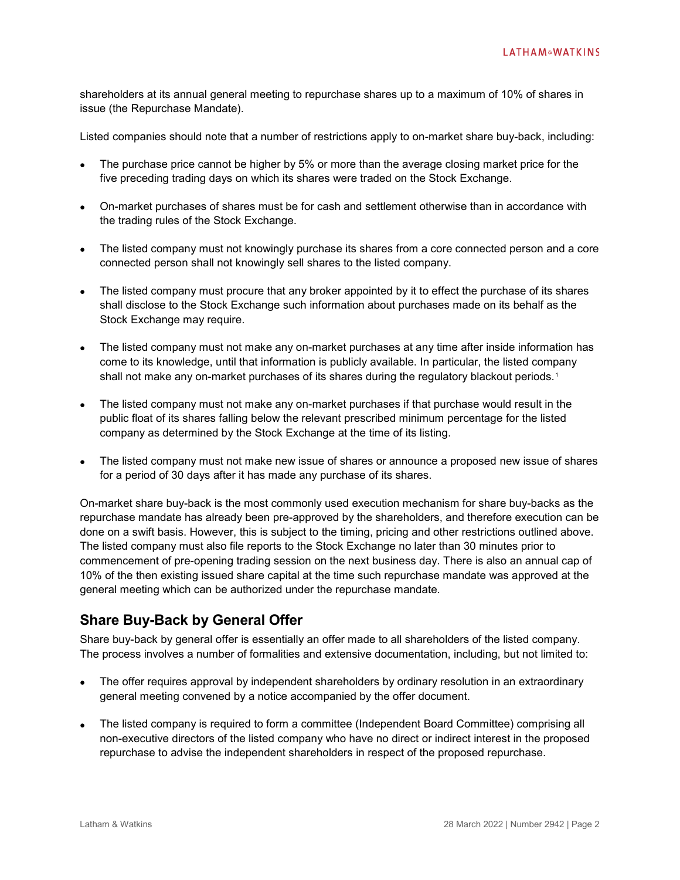shareholders at its annual general meeting to repurchase shares up to a maximum of 10% of shares in issue (the Repurchase Mandate).

Listed companies should note that a number of restrictions apply to on-market share buy-back, including:

- The purchase price cannot be higher by 5% or more than the average closing market price for the five preceding trading days on which its shares were traded on the Stock Exchange.
- On-market purchases of shares must be for cash and settlement otherwise than in accordance with the trading rules of the Stock Exchange.
- The listed company must not knowingly purchase its shares from a core connected person and a core connected person shall not knowingly sell shares to the listed company.
- The listed company must procure that any broker appointed by it to effect the purchase of its shares shall disclose to the Stock Exchange such information about purchases made on its behalf as the Stock Exchange may require.
- The listed company must not make any on-market purchases at any time after inside information has come to its knowledge, until that information is publicly available. In particular, the listed company shall not make any on-market purchases of its shares during the regulatory blackout periods.[1]
- The listed company must not make any on-market purchases if that purchase would result in the public float of its shares falling below the relevant prescribed minimum percentage for the listed company as determined by the Stock Exchange at the time of its listing.
- The listed company must not make new issue of shares or announce a proposed new issue of shares for a period of 30 days after it has made any purchase of its shares.

On-market share buy-back is the most commonly used execution mechanism for share buy-backs as the repurchase mandate has already been pre-approved by the shareholders, and therefore execution can be done on a swift basis. However, this is subject to the timing, pricing and other restrictions outlined above. The listed company must also file reports to the Stock Exchange no later than 30 minutes prior to commencement of pre-opening trading session on the next business day. There is also an annual cap of 10% of the then existing issued share capital at the time such repurchase mandate was approved at the general meeting which can be authorized under the repurchase mandate.

## Share Buy-Back by General Offer

Share buy-back by general offer is essentially an offer made to all shareholders of the listed company. The process involves a number of formalities and extensive documentation, including, but not limited to:

- The offer requires approval by independent shareholders by ordinary resolution in an extraordinary general meeting convened by a notice accompanied by the offer document.
- The listed company is required to form a committee (Independent Board Committee) comprising all non-executive directors of the listed company who have no direct or indirect interest in the proposed repurchase to advise the independent shareholders in respect of the proposed repurchase.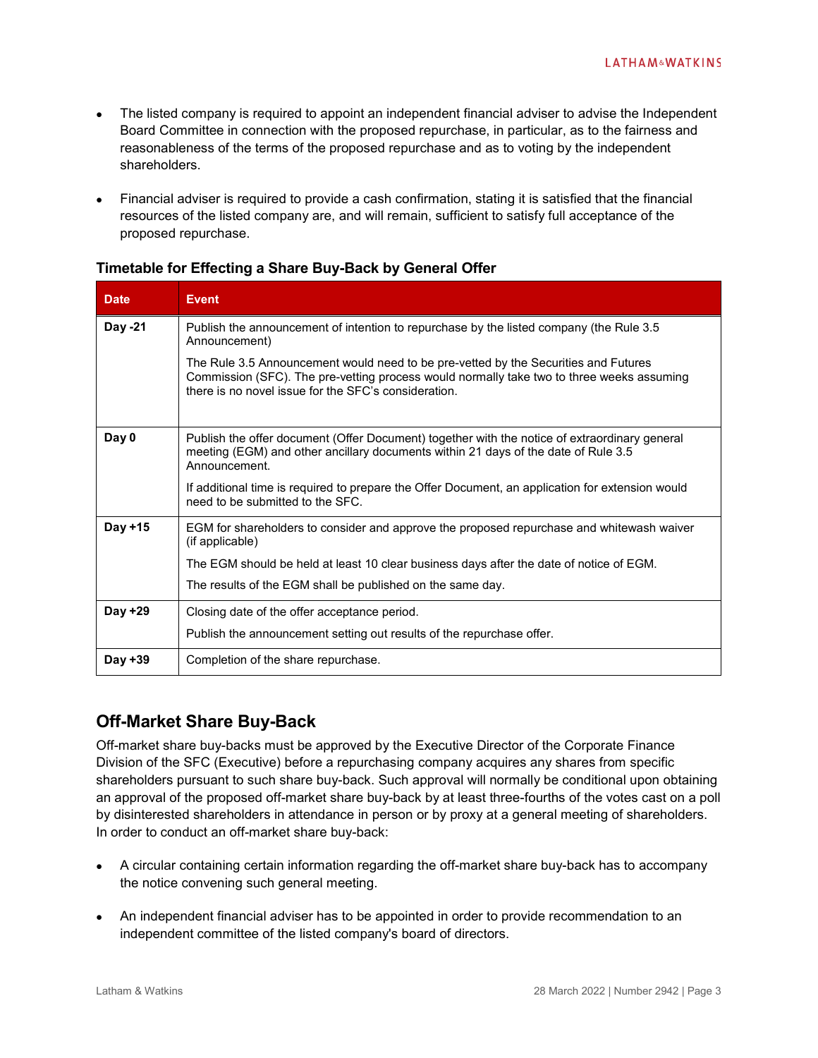- The listed company is required to appoint an independent financial adviser to advise the Independent Board Committee in connection with the proposed repurchase, in particular, as to the fairness and reasonableness of the terms of the proposed repurchase and as to voting by the independent shareholders.

- Financial adviser is required to provide a cash confirmation, stating it is satisfied that the financial resources of the listed company are, and will remain, sufficient to satisfy full acceptance of the proposed repurchase.

### Timetable for Effecting a Share Buy-Back by General Offer

| Date | Event |
|---|---|
| **Day -21** | Publish the announcement of intention to repurchase by the listed company (the Rule 3.5 Announcement)<br><br>The Rule 3.5 Announcement would need to be pre-vetted by the Securities and Futures Commission (SFC). The pre-vetting process would normally take two to three weeks assuming there is no novel issue for the SFC's consideration. |
| **Day 0** | Publish the offer document (Offer Document) together with the notice of extraordinary general meeting (EGM) and other ancillary documents within 21 days of the date of Rule 3.5 Announcement.<br><br>If additional time is required to prepare the Offer Document, an application for extension would need to be submitted to the SFC. |
| **Day +15** | EGM for shareholders to consider and approve the proposed repurchase and whitewash waiver (if applicable)<br><br>The EGM should be held at least 10 clear business days after the date of notice of EGM.<br><br>The results of the EGM shall be published on the same day. |
| **Day +29** | Closing date of the offer acceptance period.<br><br>Publish the announcement setting out results of the repurchase offer. |
| **Day +39** | Completion of the share repurchase. |

## Off-Market Share Buy-Back

Off-market share buy-backs must be approved by the Executive Director of the Corporate Finance Division of the SFC (Executive) before a repurchasing company acquires any shares from specific shareholders pursuant to such share buy-back. Such approval will normally be conditional upon obtaining an approval of the proposed off-market share buy-back by at least three-fourths of the votes cast on a poll by disinterested shareholders in attendance in person or by proxy at a general meeting of shareholders. In order to conduct an off-market share buy-back:

- A circular containing certain information regarding the off-market share buy-back has to accompany the notice convening such general meeting.

- An independent financial adviser has to be appointed in order to provide recommendation to an independent committee of the listed company's board of directors.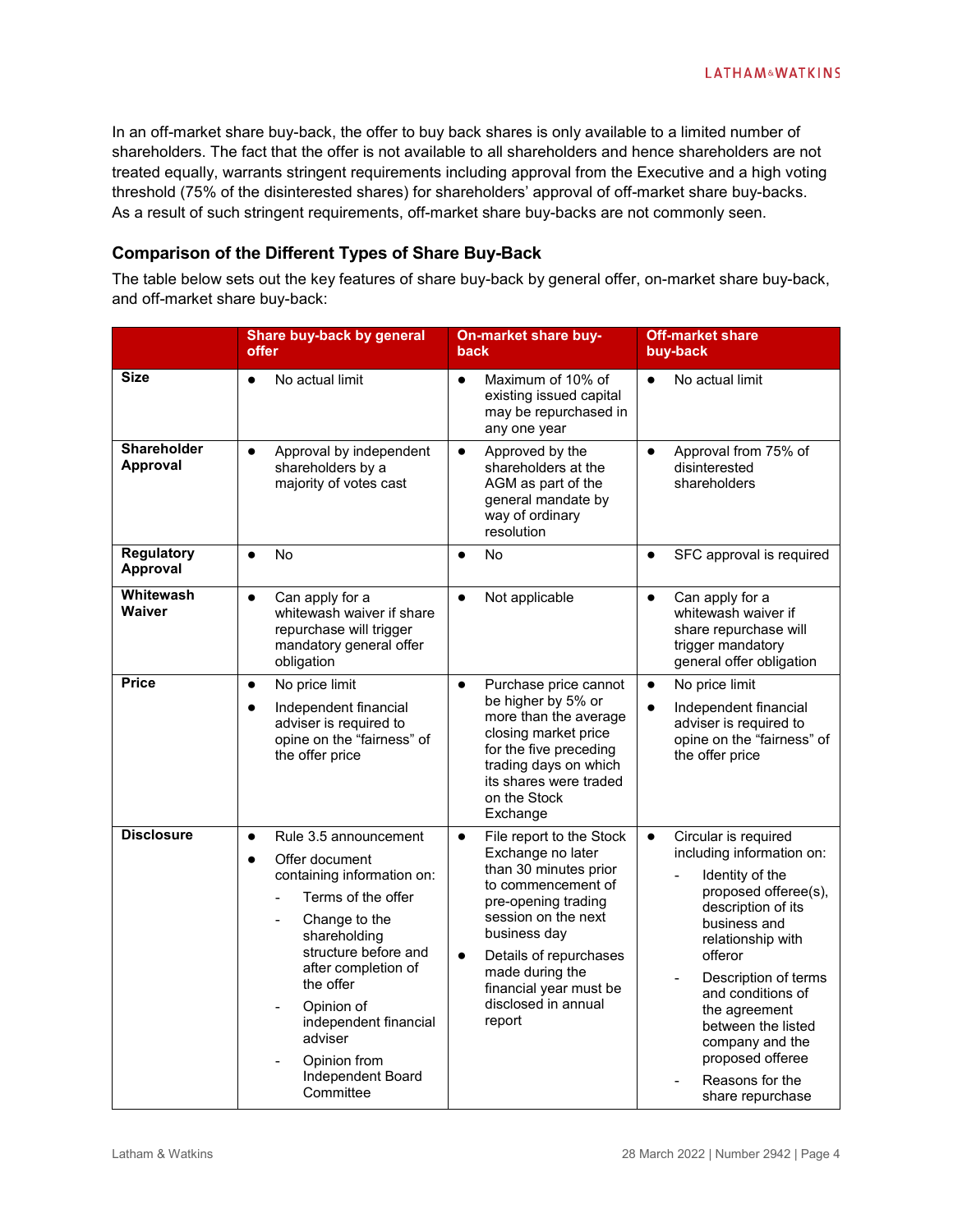In an off-market share buy-back, the offer to buy back shares is only available to a limited number of shareholders. The fact that the offer is not available to all shareholders and hence shareholders are not treated equally, warrants stringent requirements including approval from the Executive and a high voting threshold (75% of the disinterested shares) for shareholders' approval of off-market share buy-backs. As a result of such stringent requirements, off-market share buy-backs are not commonly seen.

### Comparison of the Different Types of Share Buy-Back

The table below sets out the key features of share buy-back by general offer, on-market share buy-back, and off-market share buy-back:

| | Share buy-back by general offer | On-market share buy-back | Off-market share buy-back |
|---|---|---|---|
| **Size** | • No actual limit | • Maximum of 10% of existing issued capital may be repurchased in any one year | • No actual limit |
| **Shareholder Approval** | • Approval by independent shareholders by a majority of votes cast | • Approved by the shareholders at the AGM as part of the general mandate by way of ordinary resolution | • Approval from 75% of disinterested shareholders |
| **Regulatory Approval** | • No | • No | • SFC approval is required |
| **Whitewash Waiver** | • Can apply for a whitewash waiver if share repurchase will trigger mandatory general offer obligation | • Not applicable | • Can apply for a whitewash waiver if share repurchase will trigger mandatory general offer obligation |
| **Price** | • No price limit<br>• Independent financial adviser is required to opine on the "fairness" of the offer price | • Purchase price cannot be higher by 5% or more than the average closing market price for the five preceding trading days on which its shares were traded on the Stock Exchange | • No price limit<br>• Independent financial adviser is required to opine on the "fairness" of the offer price |
| **Disclosure** | • Rule 3.5 announcement<br>• Offer document containing information on:<br>- Terms of the offer<br>- Change to the shareholding structure before and after completion of the offer<br>- Opinion of independent financial adviser<br>- Opinion from Independent Board Committee | • File report to the Stock Exchange no later than 30 minutes prior to commencement of pre-opening trading session on the next business day<br>• Details of repurchases made during the financial year must be disclosed in annual report | • Circular is required including information on:<br>- Identity of the proposed offeree(s), description of its business and relationship with offeror<br>- Description of terms and conditions of the agreement between the listed company and the proposed offeree<br>- Reasons for the share repurchase |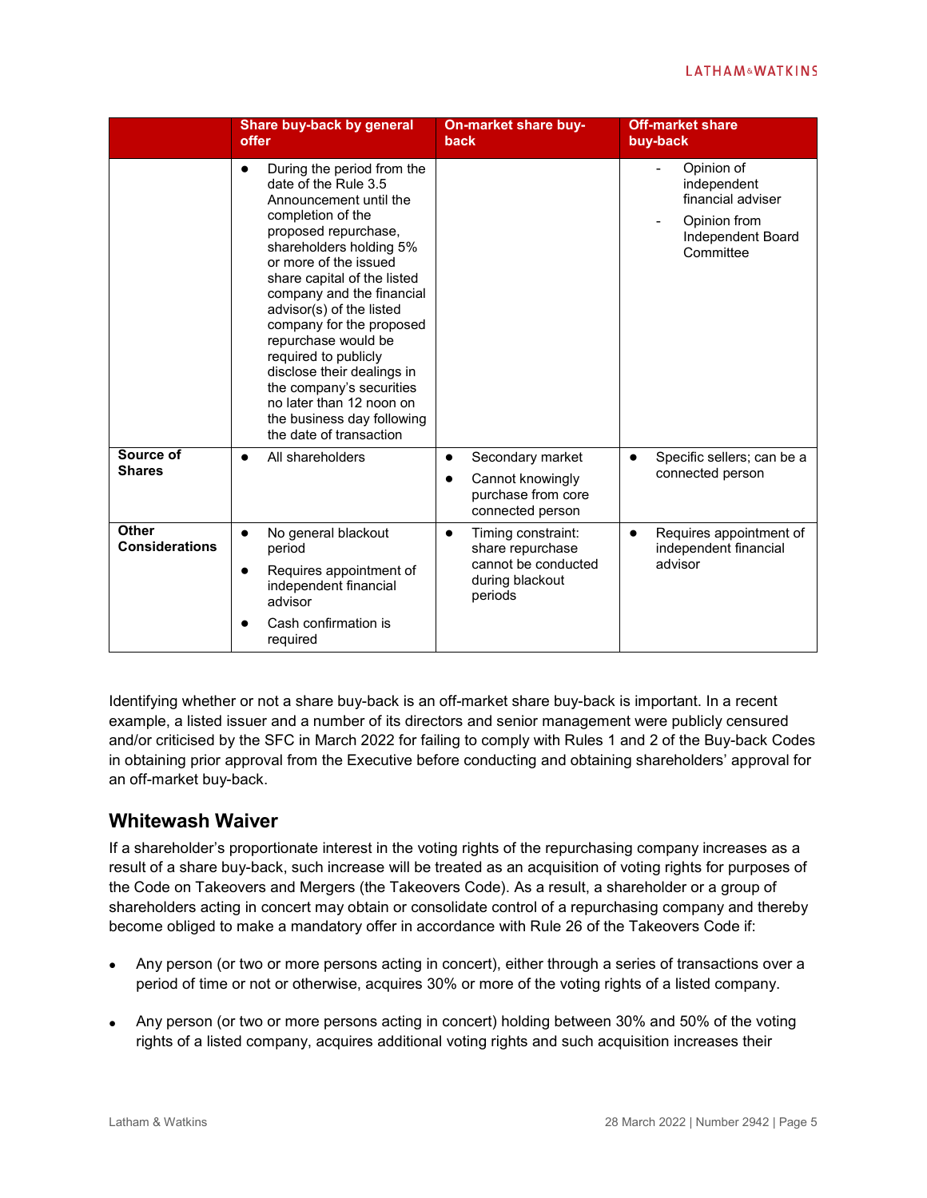| | Share buy-back by general offer | On-market share buy-back | Off-market share buy-back |
|---|---|---|---|
| | • During the period from the date of the Rule 3.5 Announcement until the completion of the proposed repurchase, shareholders holding 5% or more of the issued share capital of the listed company and the financial advisor(s) of the listed company for the proposed repurchase would be required to publicly disclose their dealings in the company's securities no later than 12 noon on the business day following the date of transaction | | - Opinion of independent financial adviser<br>- Opinion from Independent Board Committee |
| **Source of Shares** | • All shareholders | • Secondary market<br>• Cannot knowingly purchase from core connected person | • Specific sellers; can be a connected person |
| **Other Considerations** | • No general blackout period<br>• Requires appointment of independent financial advisor<br>• Cash confirmation is required | • Timing constraint: share repurchase cannot be conducted during blackout periods | • Requires appointment of independent financial advisor |

Identifying whether or not a share buy-back is an off-market share buy-back is important. In a recent example, a listed issuer and a number of its directors and senior management were publicly censured and/or criticised by the SFC in March 2022 for failing to comply with Rules 1 and 2 of the Buy-back Codes in obtaining prior approval from the Executive before conducting and obtaining shareholders' approval for an off-market buy-back.

## Whitewash Waiver

If a shareholder's proportionate interest in the voting rights of the repurchasing company increases as a result of a share buy-back, such increase will be treated as an acquisition of voting rights for purposes of the Code on Takeovers and Mergers (the Takeovers Code). As a result, a shareholder or a group of shareholders acting in concert may obtain or consolidate control of a repurchasing company and thereby become obliged to make a mandatory offer in accordance with Rule 26 of the Takeovers Code if:

- Any person (or two or more persons acting in concert), either through a series of transactions over a period of time or not or otherwise, acquires 30% or more of the voting rights of a listed company.
- Any person (or two or more persons acting in concert) holding between 30% and 50% of the voting rights of a listed company, acquires additional voting rights and such acquisition increases their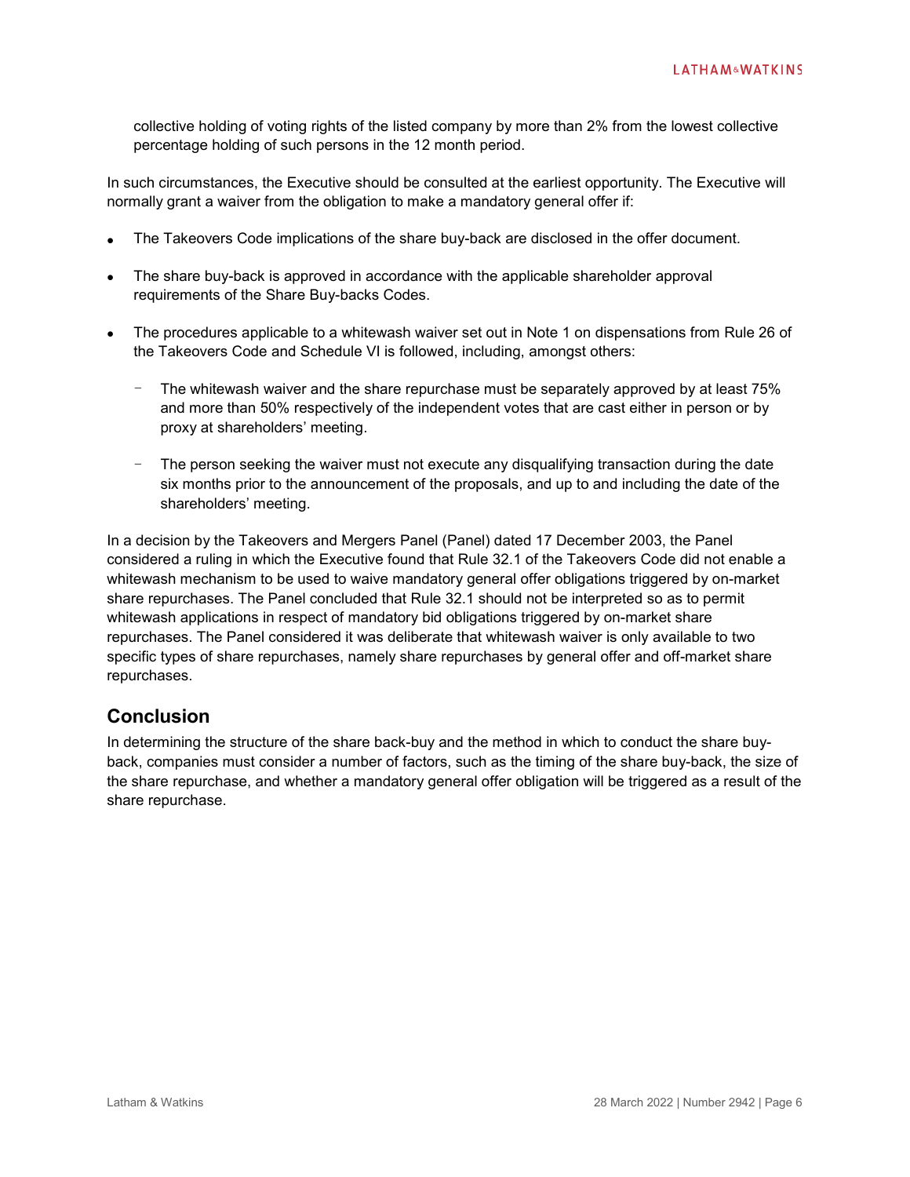collective holding of voting rights of the listed company by more than 2% from the lowest collective percentage holding of such persons in the 12 month period.

In such circumstances, the Executive should be consulted at the earliest opportunity. The Executive will normally grant a waiver from the obligation to make a mandatory general offer if:

- The Takeovers Code implications of the share buy-back are disclosed in the offer document.
- The share buy-back is approved in accordance with the applicable shareholder approval requirements of the Share Buy-backs Codes.
- The procedures applicable to a whitewash waiver set out in Note 1 on dispensations from Rule 26 of the Takeovers Code and Schedule VI is followed, including, amongst others:
  - The whitewash waiver and the share repurchase must be separately approved by at least 75% and more than 50% respectively of the independent votes that are cast either in person or by proxy at shareholders' meeting.
  - The person seeking the waiver must not execute any disqualifying transaction during the date six months prior to the announcement of the proposals, and up to and including the date of the shareholders' meeting.

In a decision by the Takeovers and Mergers Panel (Panel) dated 17 December 2003, the Panel considered a ruling in which the Executive found that Rule 32.1 of the Takeovers Code did not enable a whitewash mechanism to be used to waive mandatory general offer obligations triggered by on-market share repurchases. The Panel concluded that Rule 32.1 should not be interpreted so as to permit whitewash applications in respect of mandatory bid obligations triggered by on-market share repurchases. The Panel considered it was deliberate that whitewash waiver is only available to two specific types of share repurchases, namely share repurchases by general offer and off-market share repurchases.

## Conclusion

In determining the structure of the share back-buy and the method in which to conduct the share buy-back, companies must consider a number of factors, such as the timing of the share buy-back, the size of the share repurchase, and whether a mandatory general offer obligation will be triggered as a result of the share repurchase.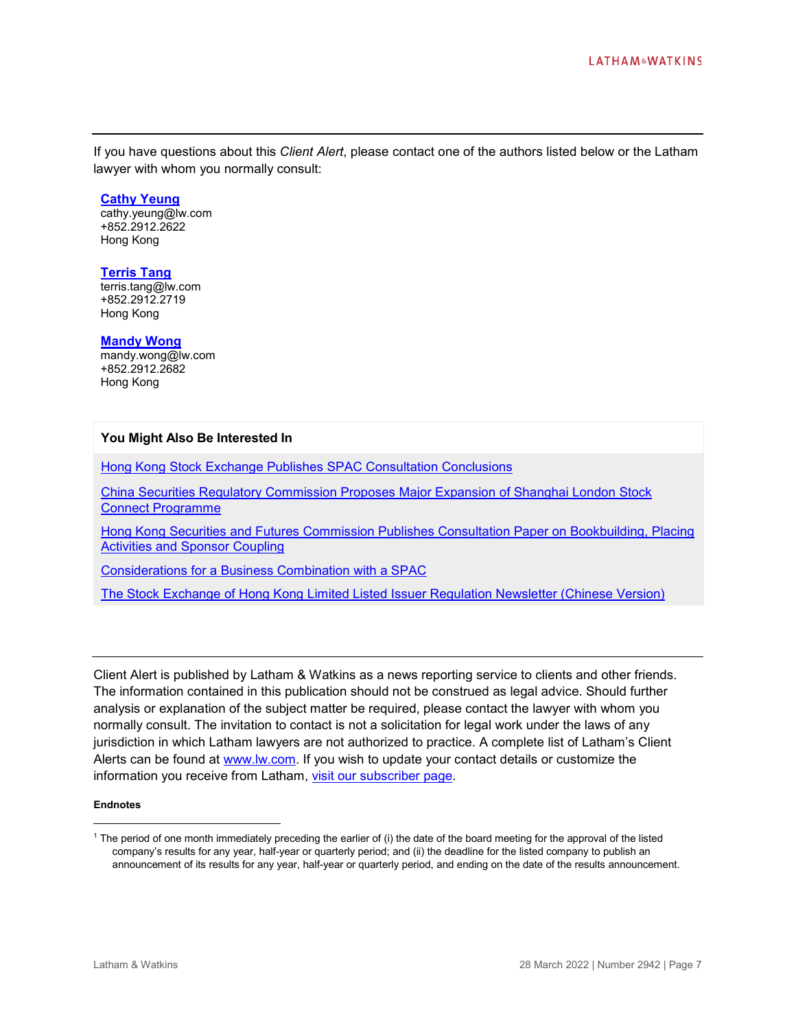If you have questions about this *Client Alert*, please contact one of the authors listed below or the Latham lawyer with whom you normally consult:

**Cathy Yeung**
cathy.yeung@lw.com
+852.2912.2622
Hong Kong

**Terris Tang**
terris.tang@lw.com
+852.2912.2719
Hong Kong

**Mandy Wong**
mandy.wong@lw.com
+852.2912.2682
Hong Kong

**You Might Also Be Interested In**

Hong Kong Stock Exchange Publishes SPAC Consultation Conclusions

China Securities Regulatory Commission Proposes Major Expansion of Shanghai London Stock Connect Programme

Hong Kong Securities and Futures Commission Publishes Consultation Paper on Bookbuilding, Placing Activities and Sponsor Coupling

Considerations for a Business Combination with a SPAC

The Stock Exchange of Hong Kong Limited Listed Issuer Regulation Newsletter (Chinese Version)

---

Client Alert is published by Latham & Watkins as a news reporting service to clients and other friends. The information contained in this publication should not be construed as legal advice. Should further analysis or explanation of the subject matter be required, please contact the lawyer with whom you normally consult. The invitation to contact is not a solicitation for legal work under the laws of any jurisdiction in which Latham lawyers are not authorized to practice. A complete list of Latham's Client Alerts can be found at www.lw.com. If you wish to update your contact details or customize the information you receive from Latham, visit our subscriber page.

**Endnotes**

[1] The period of one month immediately preceding the earlier of (i) the date of the board meeting for the approval of the listed company's results for any year, half-year or quarterly period; and (ii) the deadline for the listed company to publish an announcement of its results for any year, half-year or quarterly period, and ending on the date of the results announcement.